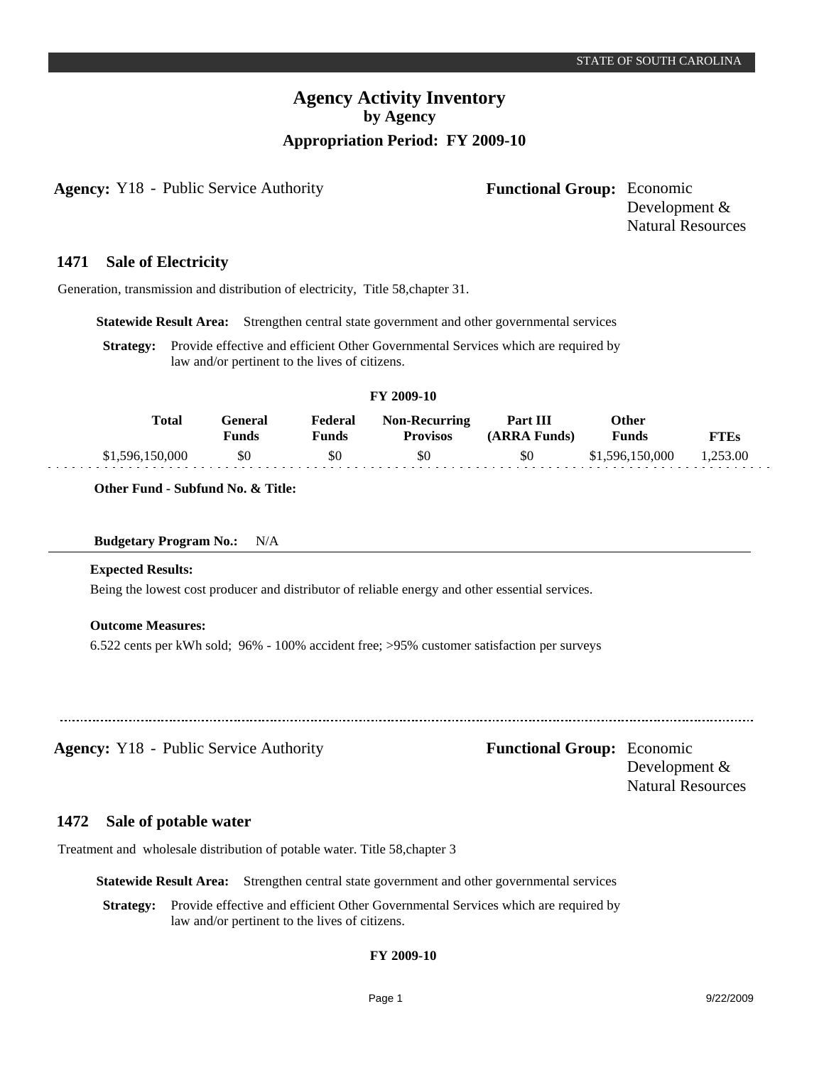STATE OF SOUTH CAROLINA

# Agency Activity Inventory
### by Agency
### Appropriation Period: FY 2009-10

**Agency:** Y18 - Public Service Authority

**Functional Group:** Economic Development & Natural Resources

## 1471 Sale of Electricity

Generation, transmission and distribution of electricity, Title 58,chapter 31.

**Statewide Result Area:** Strengthen central state government and other governmental services

**Strategy:** Provide effective and efficient Other Governmental Services which are required by law and/or pertinent to the lives of citizens.

**FY 2009-10**

| Total | General Funds | Federal Funds | Non-Recurring Provisos | Part III (ARRA Funds) | Other Funds | FTEs |
|---|---|---|---|---|---|---|
| $1,596,150,000 | $0 | $0 | $0 | $0 | $1,596,150,000 | 1,253.00 |

**Other Fund - Subfund No. & Title:**

**Budgetary Program No.:** N/A

**Expected Results:**

Being the lowest cost producer and distributor of reliable energy and other essential services.

**Outcome Measures:**

6.522 cents per kWh sold; 96% - 100% accident free; >95% customer satisfaction per surveys

---

**Agency:** Y18 - Public Service Authority

**Functional Group:** Economic Development & Natural Resources

## 1472 Sale of potable water

Treatment and wholesale distribution of potable water. Title 58,chapter 3

**Statewide Result Area:** Strengthen central state government and other governmental services

**Strategy:** Provide effective and efficient Other Governmental Services which are required by law and/or pertinent to the lives of citizens.

**FY 2009-10**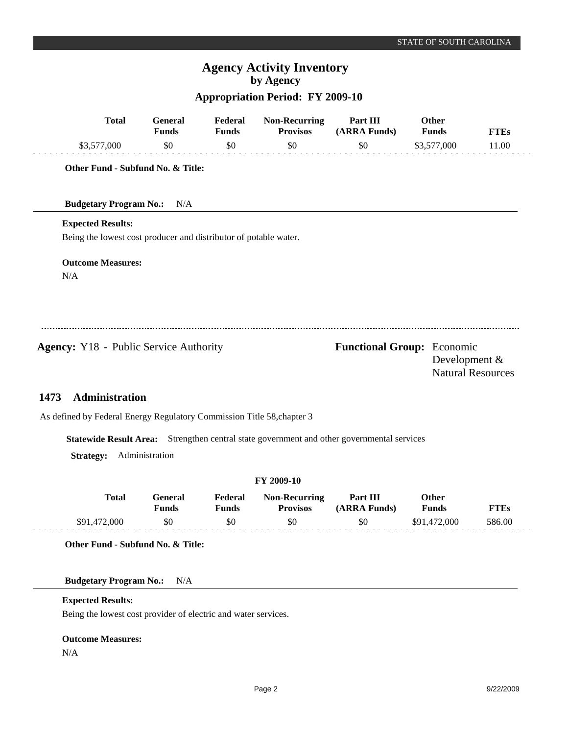# Agency Activity Inventory
## by Agency
### Appropriation Period: FY 2009-10

| Total | General Funds | Federal Funds | Non-Recurring Provisos | Part III (ARRA Funds) | Other Funds | FTEs |
|---|---|---|---|---|---|---|
| $3,577,000 | $0 | $0 | $0 | $0 | $3,577,000 | 11.00 |

**Other Fund - Subfund No. & Title:**

**Budgetary Program No.:** N/A

**Expected Results:**

Being the lowest cost producer and distributor of potable water.

**Outcome Measures:**

N/A

---

**Agency:** Y18 - Public Service Authority

**Functional Group:** Economic Development & Natural Resources

## 1473 Administration

As defined by Federal Energy Regulatory Commission Title 58,chapter 3

**Statewide Result Area:** Strengthen central state government and other governmental services

**Strategy:** Administration

**FY 2009-10**

| Total | General Funds | Federal Funds | Non-Recurring Provisos | Part III (ARRA Funds) | Other Funds | FTEs |
|---|---|---|---|---|---|---|
| $91,472,000 | $0 | $0 | $0 | $0 | $91,472,000 | 586.00 |

**Other Fund - Subfund No. & Title:**

**Budgetary Program No.:** N/A

**Expected Results:**

Being the lowest cost provider of electric and water services.

**Outcome Measures:**

N/A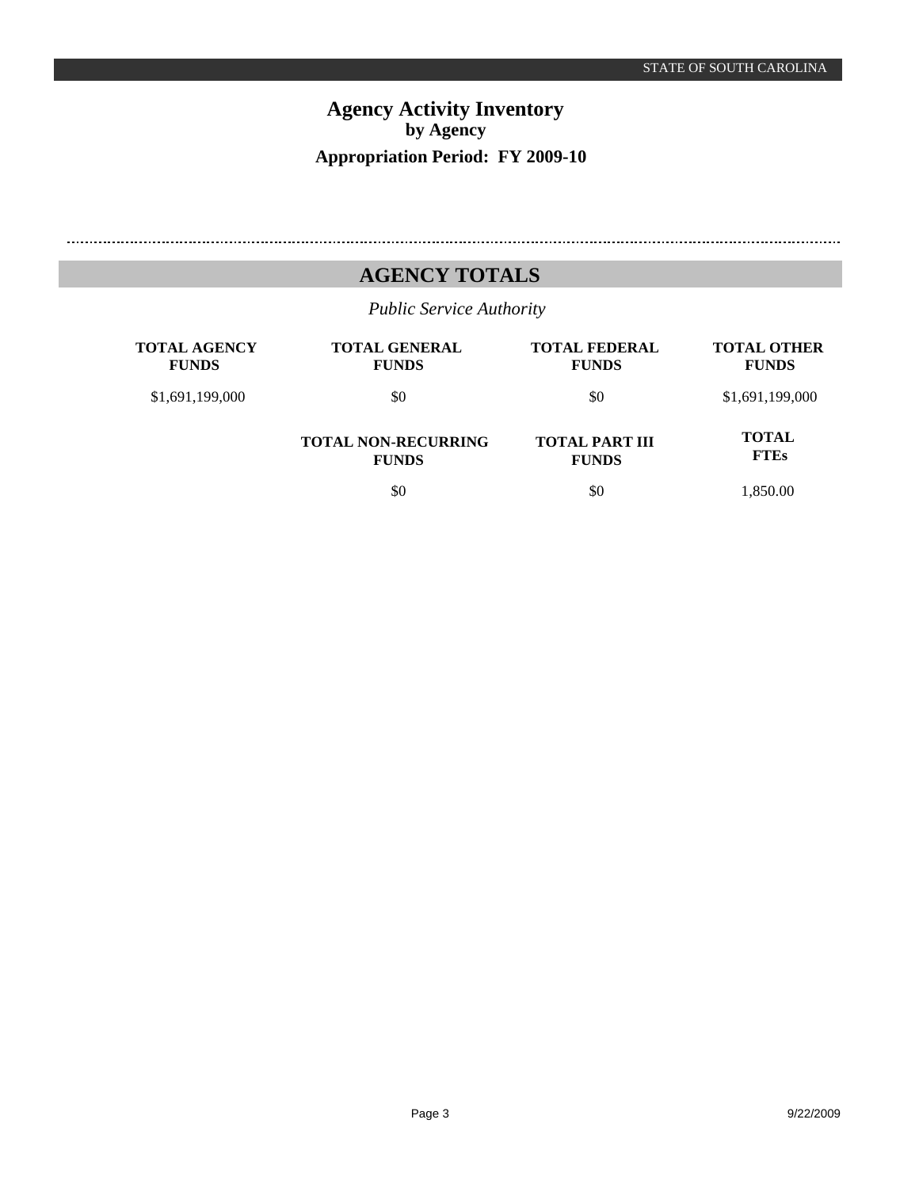# Agency Activity Inventory
### by Agency
### Appropriation Period: FY 2009-10

## AGENCY TOTALS

*Public Service Authority*

| TOTAL AGENCY FUNDS | TOTAL GENERAL FUNDS | TOTAL FEDERAL FUNDS | TOTAL OTHER FUNDS |
|---|---|---|---|
| $1,691,199,000 | $0 | $0 | $1,691,199,000 |
| | **TOTAL NON-RECURRING FUNDS** | **TOTAL PART III FUNDS** | **TOTAL FTEs** |
| | $0 | $0 | 1,850.00 |